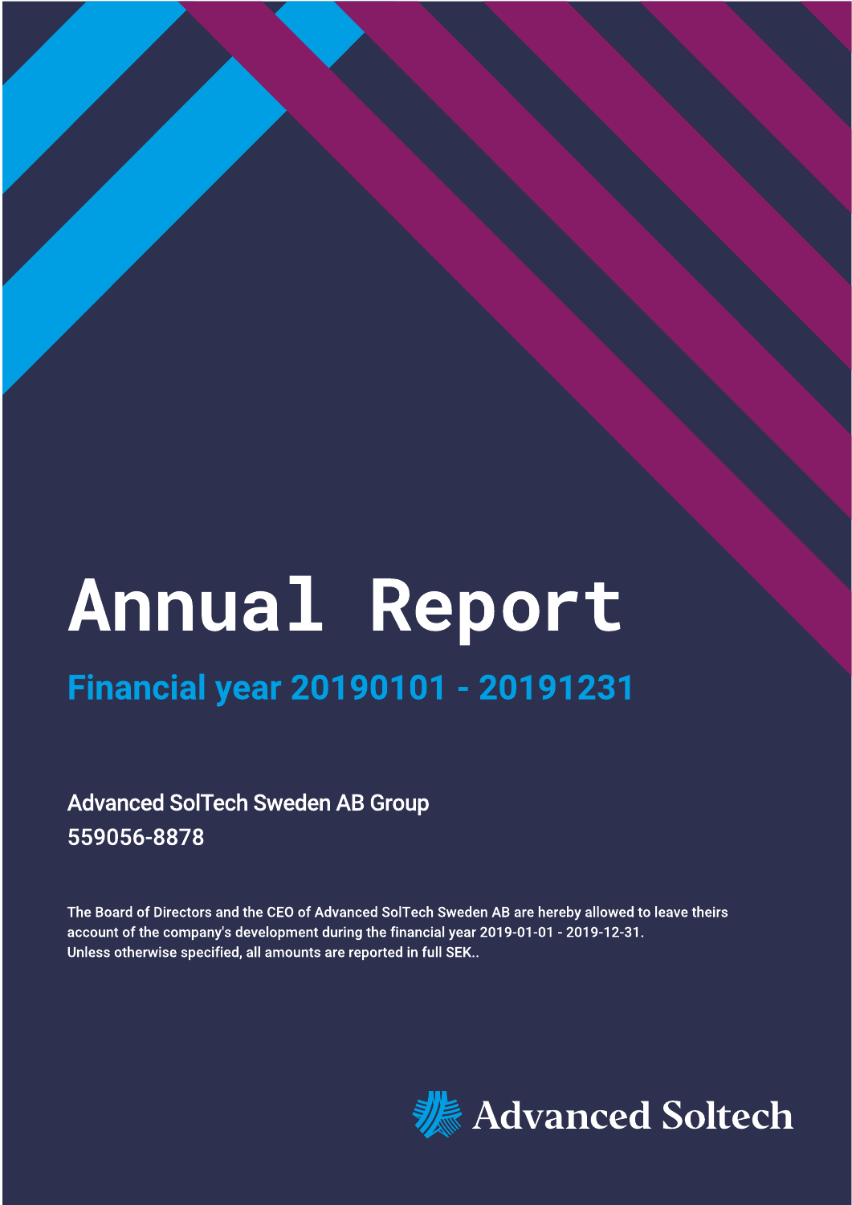# Annual Report

## Financial year 20190101 - 20191231

Advanced SolTech Sweden AB Group

559056-8878

The Board of Directors and the CEO of Advanced SolTech Sweden AB are hereby allowed to leave theirs account of the company's development during the financial year 2019-01-01 - 2019-12-31.
Unless otherwise specified, all amounts are reported in full SEK..

Advanced Soltech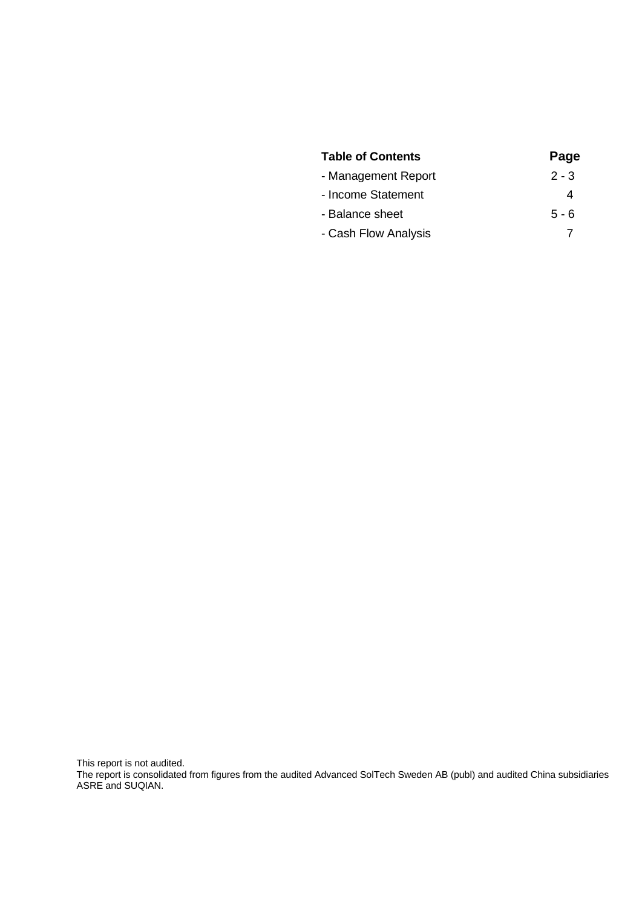| Table of Contents | Page |
| --- | --- |
| - Management Report | 2 - 3 |
| - Income Statement | 4 |
| - Balance sheet | 5 - 6 |
| - Cash Flow Analysis | 7 |

This report is not audited.

The report is consolidated from figures from the audited Advanced SolTech Sweden AB (publ) and audited China subsidiaries ASRE and SUQIAN.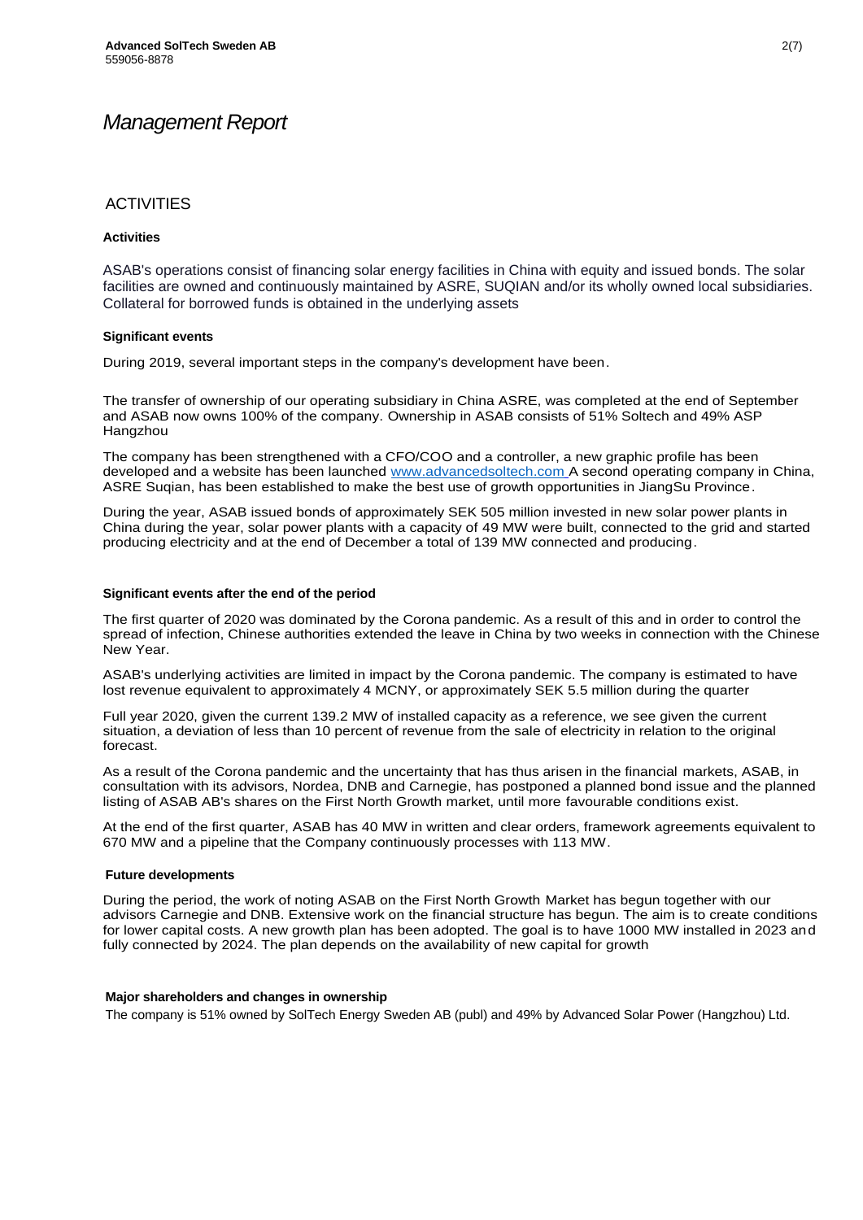# *Management Report*

## ACTIVITIES

### Activities

ASAB's operations consist of financing solar energy facilities in China with equity and issued bonds. The solar facilities are owned and continuously maintained by ASRE, SUQIAN and/or its wholly owned local subsidiaries. Collateral for borrowed funds is obtained in the underlying assets

### Significant events

During 2019, several important steps in the company's development have been.

The transfer of ownership of our operating subsidiary in China ASRE, was completed at the end of September and ASAB now owns 100% of the company. Ownership in ASAB consists of 51% Soltech and 49% ASP Hangzhou

The company has been strengthened with a CFO/COO and a controller, a new graphic profile has been developed and a website has been launched www.advancedsoltech.com A second operating company in China, ASRE Suqian, has been established to make the best use of growth opportunities in JiangSu Province.

During the year, ASAB issued bonds of approximately SEK 505 million invested in new solar power plants in China during the year, solar power plants with a capacity of 49 MW were built, connected to the grid and started producing electricity and at the end of December a total of 139 MW connected and producing.

### Significant events after the end of the period

The first quarter of 2020 was dominated by the Corona pandemic. As a result of this and in order to control the spread of infection, Chinese authorities extended the leave in China by two weeks in connection with the Chinese New Year.

ASAB's underlying activities are limited in impact by the Corona pandemic. The company is estimated to have lost revenue equivalent to approximately 4 MCNY, or approximately SEK 5.5 million during the quarter

Full year 2020, given the current 139.2 MW of installed capacity as a reference, we see given the current situation, a deviation of less than 10 percent of revenue from the sale of electricity in relation to the original forecast.

As a result of the Corona pandemic and the uncertainty that has thus arisen in the financial markets, ASAB, in consultation with its advisors, Nordea, DNB and Carnegie, has postponed a planned bond issue and the planned listing of ASAB AB's shares on the First North Growth market, until more favourable conditions exist.

At the end of the first quarter, ASAB has 40 MW in written and clear orders, framework agreements equivalent to 670 MW and a pipeline that the Company continuously processes with 113 MW.

### Future developments

During the period, the work of noting ASAB on the First North Growth Market has begun together with our advisors Carnegie and DNB. Extensive work on the financial structure has begun. The aim is to create conditions for lower capital costs. A new growth plan has been adopted. The goal is to have 1000 MW installed in 2023 and fully connected by 2024. The plan depends on the availability of new capital for growth

### Major shareholders and changes in ownership

The company is 51% owned by SolTech Energy Sweden AB (publ) and 49% by Advanced Solar Power (Hangzhou) Ltd.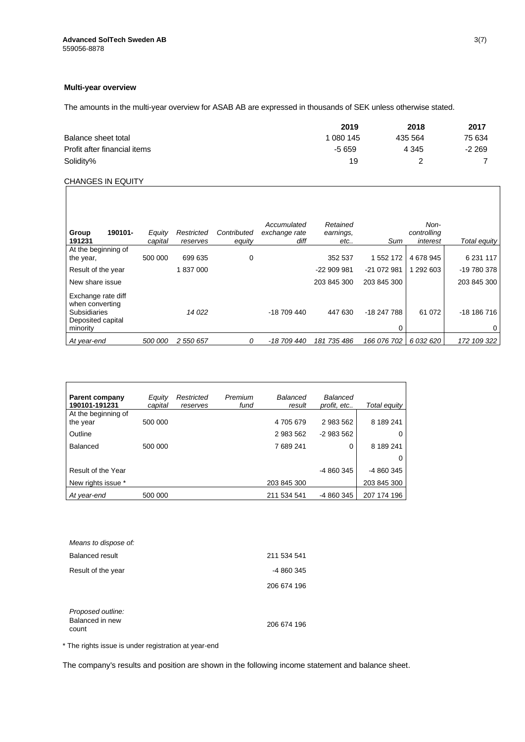**Advanced SolTech Sweden AB**
559056-8878

**Multi-year overview**

The amounts in the multi-year overview for ASAB AB are expressed in thousands of SEK unless otherwise stated.

| | 2019 | 2018 | 2017 |
|---|---|---|---|
| Balance sheet total | 1 080 145 | 435 564 | 75 634 |
| Profit after financial items | -5 659 | 4 345 | -2 269 |
| Solidity% | 19 | 2 | 7 |

CHANGES IN EQUITY

| Group 190101-191231 | *Equity capital* | *Restricted reserves* | *Contributed equity* | *Accumulated exchange rate diff* | *Retained earnings, etc..* | *Sum* | *Non-controlling interest* | *Total equity* |
|---|---|---|---|---|---|---|---|---|
| At the beginning of the year, | 500 000 | 699 635 | 0 | | 352 537 | 1 552 172 | 4 678 945 | 6 231 117 |
| Result of the year | | 1 837 000 | | | -22 909 981 | -21 072 981 | 1 292 603 | -19 780 378 |
| New share issue | | | | | 203 845 300 | 203 845 300 | | 203 845 300 |
| Exchange rate diff when converting Subsidiaries | | *14 022* | | -18 709 440 | 447 630 | -18 247 788 | 61 072 | -18 186 716 |
| Deposited capital minority | | | | | | 0 | | 0 |
| *At year-end* | *500 000* | *2 550 657* | *0* | *-18 709 440* | *181 735 486* | *166 076 702* | *6 032 620* | *172 109 322* |

| Parent company 190101-191231 | *Equity capital* | *Restricted reserves* | *Premium fund* | *Balanced result* | *Balanced profit, etc..* | *Total equity* |
|---|---|---|---|---|---|---|
| At the beginning of the year | 500 000 | | | 4 705 679 | 2 983 562 | 8 189 241 |
| Outline | | | | 2 983 562 | -2 983 562 | 0 |
| Balanced | 500 000 | | | 7 689 241 | 0 | 8 189 241 |
| | | | | | | 0 |
| Result of the Year | | | | | -4 860 345 | -4 860 345 |
| New rights issue * | | | | 203 845 300 | | 203 845 300 |
| *At year-end* | 500 000 | | | 211 534 541 | -4 860 345 | 207 174 196 |

| *Means to dispose of:* | |
|---|---|
| Balanced result | 211 534 541 |
| Result of the year | -4 860 345 |
| | 206 674 196 |
| | |
| *Proposed outline:* | |
| Balanced in new count | 206 674 196 |

\* The rights issue is under registration at year-end

The company's results and position are shown in the following income statement and balance sheet.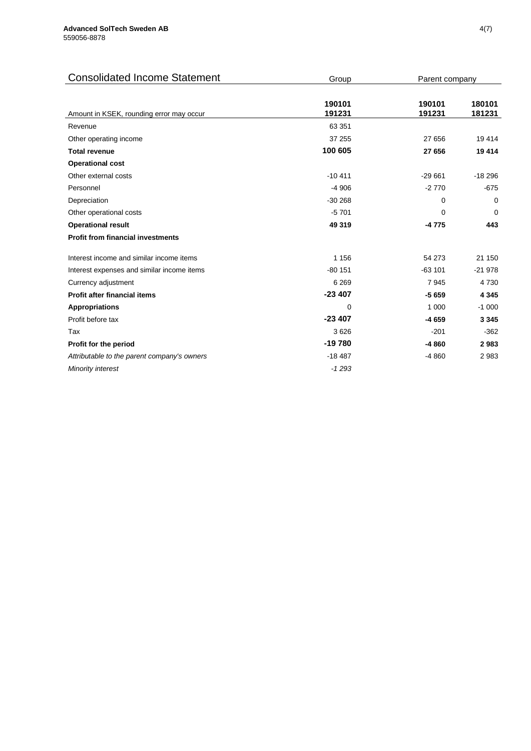## Consolidated Income Statement

| Amount in KSEK, rounding error may occur | Group<br>190101<br>191231 | Parent company<br>190101<br>191231 | <br>180101<br>181231 |
|---|---|---|---|
| Revenue | 63 351 | | |
| Other operating income | 37 255 | 27 656 | 19 414 |
| **Total revenue** | **100 605** | **27 656** | **19 414** |
| **Operational cost** | | | |
| Other external costs | -10 411 | -29 661 | -18 296 |
| Personnel | -4 906 | -2 770 | -675 |
| Depreciation | -30 268 | 0 | 0 |
| Other operational costs | -5 701 | 0 | 0 |
| **Operational result** | **49 319** | **-4 775** | **443** |
| **Profit from financial investments** | | | |
| Interest income and similar income items | 1 156 | 54 273 | 21 150 |
| Interest expenses and similar income items | -80 151 | -63 101 | -21 978 |
| Currency adjustment | 6 269 | 7 945 | 4 730 |
| **Profit after financial items** | **-23 407** | **-5 659** | **4 345** |
| **Appropriations** | 0 | 1 000 | -1 000 |
| Profit before tax | **-23 407** | **-4 659** | **3 345** |
| Tax | 3 626 | -201 | -362 |
| **Profit for the period** | **-19 780** | **-4 860** | **2 983** |
| *Attributable to the parent company's owners* | -18 487 | -4 860 | 2 983 |
| *Minority interest* | *-1 293* | | |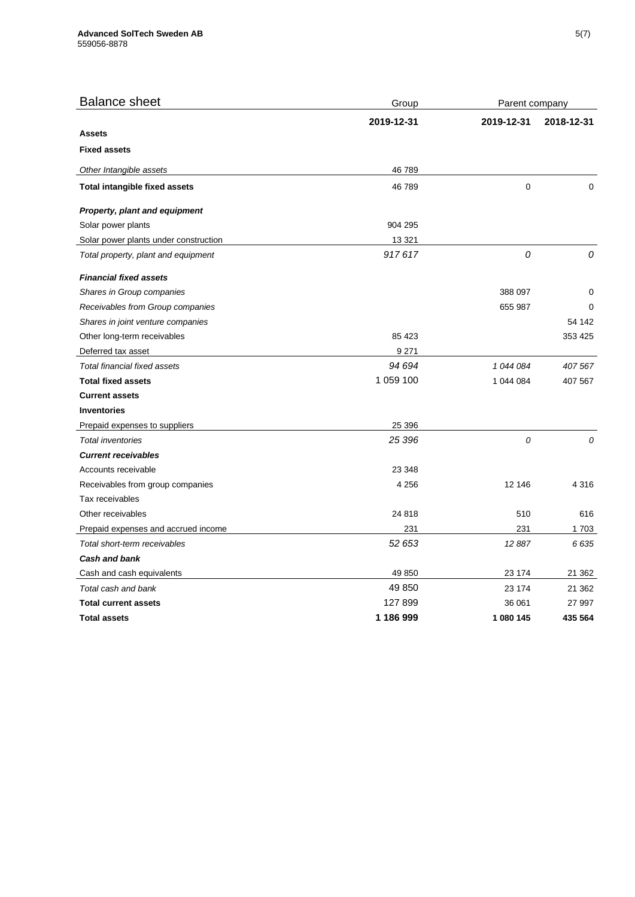## Balance sheet

| | Group | Parent company | |
|---|---|---|---|
| | **2019-12-31** | **2019-12-31** | **2018-12-31** |
| **Assets** | | | |
| **Fixed assets** | | | |
| *Other Intangible assets* | 46 789 | | |
| **Total intangible fixed assets** | 46 789 | 0 | 0 |
| ***Property, plant and equipment*** | | | |
| Solar power plants | 904 295 | | |
| Solar power plants under construction | 13 321 | | |
| *Total property, plant and equipment* | *917 617* | *0* | *0* |
| ***Financial fixed assets*** | | | |
| *Shares in Group companies* | | 388 097 | 0 |
| *Receivables from Group companies* | | 655 987 | 0 |
| *Shares in joint venture companies* | | | 54 142 |
| Other long-term receivables | 85 423 | | 353 425 |
| Deferred tax asset | 9 271 | | |
| *Total financial fixed assets* | *94 694* | *1 044 084* | *407 567* |
| **Total fixed assets** | 1 059 100 | 1 044 084 | 407 567 |
| **Current assets** | | | |
| **Inventories** | | | |
| Prepaid expenses to suppliers | 25 396 | | |
| *Total inventories* | *25 396* | *0* | *0* |
| ***Current receivables*** | | | |
| Accounts receivable | 23 348 | | |
| Receivables from group companies | 4 256 | 12 146 | 4 316 |
| Tax receivables | | | |
| Other receivables | 24 818 | 510 | 616 |
| Prepaid expenses and accrued income | 231 | 231 | 1 703 |
| *Total short-term receivables* | *52 653* | *12 887* | *6 635* |
| ***Cash and bank*** | | | |
| Cash and cash equivalents | 49 850 | 23 174 | 21 362 |
| *Total cash and bank* | 49 850 | 23 174 | 21 362 |
| **Total current assets** | 127 899 | 36 061 | 27 997 |
| **Total assets** | **1 186 999** | **1 080 145** | **435 564** |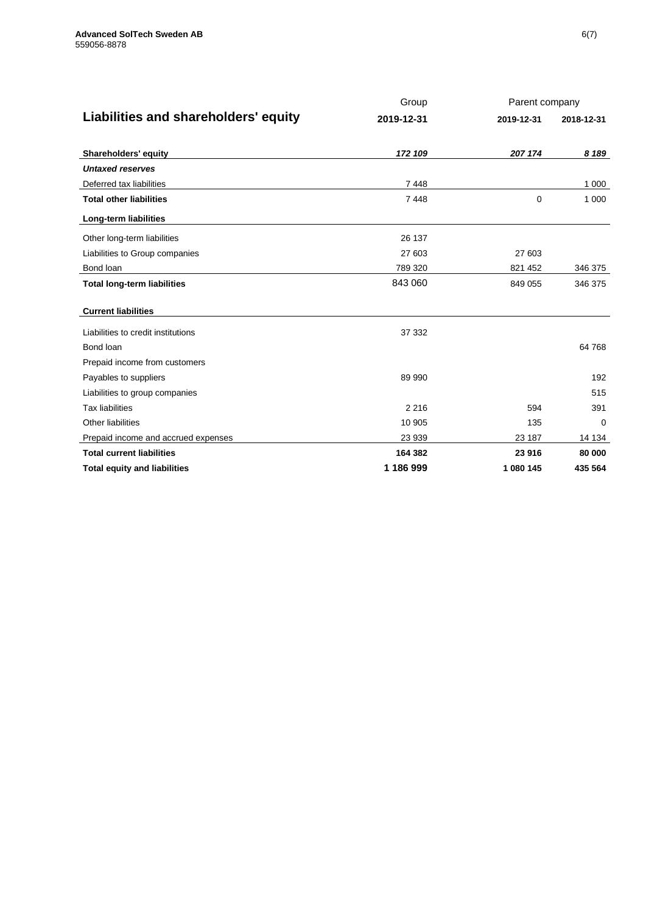| Liabilities and shareholders' equity | Group 2019-12-31 | Parent company 2019-12-31 | Parent company 2018-12-31 |
|---|---|---|---|
| **Shareholders' equity** | ***172 109*** | ***207 174*** | ***8 189*** |
| ***Untaxed reserves*** | | | |
| Deferred tax liabilities | 7 448 | | 1 000 |
| **Total other liabilities** | 7 448 | 0 | 1 000 |
| **Long-term liabilities** | | | |
| Other long-term liabilities | 26 137 | | |
| Liabilities to Group companies | 27 603 | 27 603 | |
| Bond loan | 789 320 | 821 452 | 346 375 |
| **Total long-term liabilities** | 843 060 | 849 055 | 346 375 |
| **Current liabilities** | | | |
| Liabilities to credit institutions | 37 332 | | |
| Bond loan | | | 64 768 |
| Prepaid income from customers | | | |
| Payables to suppliers | 89 990 | | 192 |
| Liabilities to group companies | | | 515 |
| Tax liabilities | 2 216 | 594 | 391 |
| Other liabilities | 10 905 | 135 | 0 |
| Prepaid income and accrued expenses | 23 939 | 23 187 | 14 134 |
| **Total current liabilities** | **164 382** | **23 916** | **80 000** |
| **Total equity and liabilities** | **1 186 999** | **1 080 145** | **435 564** |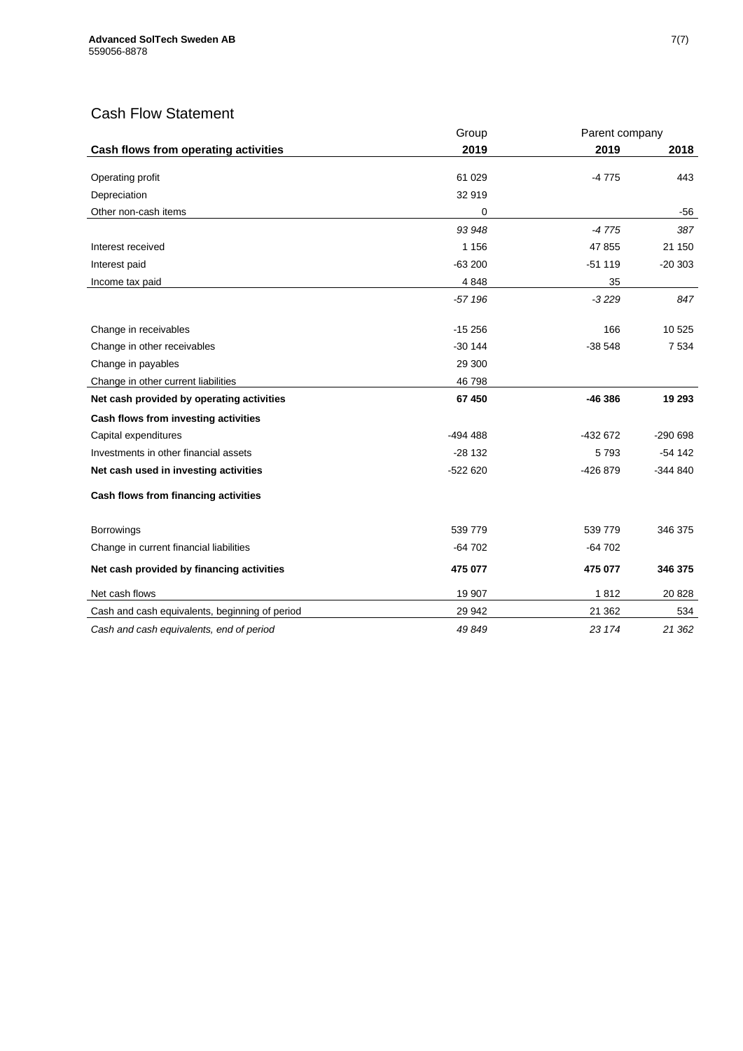## Cash Flow Statement

| | Group | Parent company | |
|---|---|---|---|
| **Cash flows from operating activities** | **2019** | **2019** | **2018** |
| Operating profit | 61 029 | -4 775 | 443 |
| Depreciation | 32 919 | | |
| Other non-cash items | 0 | | -56 |
| | *93 948* | *-4 775* | *387* |
| Interest received | 1 156 | 47 855 | 21 150 |
| Interest paid | -63 200 | -51 119 | -20 303 |
| Income tax paid | 4 848 | 35 | |
| | *-57 196* | *-3 229* | *847* |
| Change in receivables | -15 256 | 166 | 10 525 |
| Change in other receivables | -30 144 | -38 548 | 7 534 |
| Change in payables | 29 300 | | |
| Change in other current liabilities | 46 798 | | |
| **Net cash provided by operating activities** | **67 450** | **-46 386** | **19 293** |
| **Cash flows from investing activities** | | | |
| Capital expenditures | -494 488 | -432 672 | -290 698 |
| Investments in other financial assets | -28 132 | 5 793 | -54 142 |
| **Net cash used in investing activities** | -522 620 | -426 879 | -344 840 |
| **Cash flows from financing activities** | | | |
| Borrowings | 539 779 | 539 779 | 346 375 |
| Change in current financial liabilities | -64 702 | -64 702 | |
| **Net cash provided by financing activities** | **475 077** | **475 077** | **346 375** |
| Net cash flows | 19 907 | 1 812 | 20 828 |
| Cash and cash equivalents, beginning of period | 29 942 | 21 362 | 534 |
| *Cash and cash equivalents, end of period* | *49 849* | *23 174* | *21 362* |